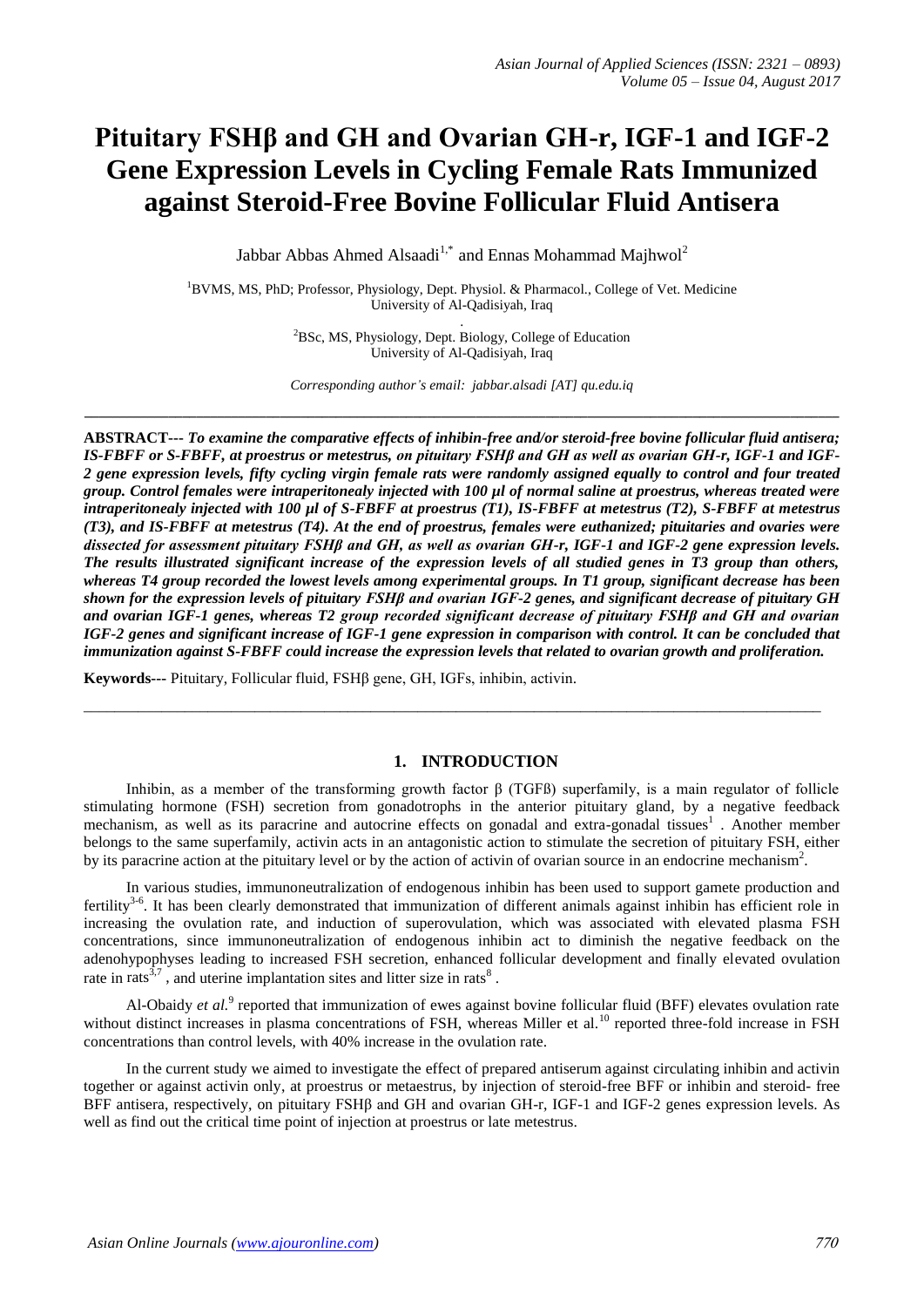# Pituitary FSHβ and GH and Ovarian GH-r, IGF-1 and IGF-2 Gene Expression Levels in Cycling Female Rats Immunized against Steroid-Free Bovine Follicular Fluid Antisera

Jabbar Abbas Ahmed Alsaadi[1,*] and Ennas Mohammad Majhwol[2]

[1]BVMS, MS, PhD; Professor, Physiology, Dept. Physiol. & Pharmacol., College of Vet. Medicine University of Al-Qadisiyah, Iraq

[2]BSc, MS, Physiology, Dept. Biology, College of Education University of Al-Qadisiyah, Iraq

*Corresponding author's email: jabbar.alsadi [AT] qu.edu.iq*

---

**ABSTRACT---** ***To examine the comparative effects of inhibin-free and/or steroid-free bovine follicular fluid antisera; IS-FBFF or S-FBFF, at proestrus or metestrus, on pituitary FSHβ and GH as well as ovarian GH-r, IGF-1 and IGF-2 gene expression levels, fifty cycling virgin female rats were randomly assigned equally to control and four treated group. Control females were intraperitonealy injected with 100 µl of normal saline at proestrus, whereas treated were intraperitonealy injected with 100 µl of S-FBFF at proestrus (T1), IS-FBFF at metestrus (T2), S-FBFF at metestrus (T3), and IS-FBFF at metestrus (T4). At the end of proestrus, females were euthanized; pituitaries and ovaries were dissected for assessment pituitary FSHβ and GH, as well as ovarian GH-r, IGF-1 and IGF-2 gene expression levels. The results illustrated significant increase of the expression levels of all studied genes in T3 group than others, whereas T4 group recorded the lowest levels among experimental groups. In T1 group, significant decrease has been shown for the expression levels of pituitary FSHβ and ovarian IGF-2 genes, and significant decrease of pituitary GH and ovarian IGF-1 genes, whereas T2 group recorded significant decrease of pituitary FSHβ and GH and ovarian IGF-2 genes and significant increase of IGF-1 gene expression in comparison with control. It can be concluded that immunization against S-FBFF could increase the expression levels that related to ovarian growth and proliferation.***

**Keywords---** Pituitary, Follicular fluid, FSHβ gene, GH, IGFs, inhibin, activin.

---

## 1. INTRODUCTION

Inhibin, as a member of the transforming growth factor β (TGFß) superfamily, is a main regulator of follicle stimulating hormone (FSH) secretion from gonadotrophs in the anterior pituitary gland, by a negative feedback mechanism, as well as its paracrine and autocrine effects on gonadal and extra-gonadal tissues[1] . Another member belongs to the same superfamily, activin acts in an antagonistic action to stimulate the secretion of pituitary FSH, either by its paracrine action at the pituitary level or by the action of activin of ovarian source in an endocrine mechanism[2].

In various studies, immunoneutralization of endogenous inhibin has been used to support gamete production and fertility[3-6]. It has been clearly demonstrated that immunization of different animals against inhibin has efficient role in increasing the ovulation rate, and induction of superovulation, which was associated with elevated plasma FSH concentrations, since immunoneutralization of endogenous inhibin act to diminish the negative feedback on the adenohypophyses leading to increased FSH secretion, enhanced follicular development and finally elevated ovulation rate in rats[3,7] , and uterine implantation sites and litter size in rats[8] .

Al-Obaidy *et al.*[9] reported that immunization of ewes against bovine follicular fluid (BFF) elevates ovulation rate without distinct increases in plasma concentrations of FSH, whereas Miller et al.[10] reported three-fold increase in FSH concentrations than control levels, with 40% increase in the ovulation rate.

In the current study we aimed to investigate the effect of prepared antiserum against circulating inhibin and activin together or against activin only, at proestrus or metaestrus, by injection of steroid-free BFF or inhibin and steroid- free BFF antisera, respectively, on pituitary FSHβ and GH and ovarian GH-r, IGF-1 and IGF-2 genes expression levels. As well as find out the critical time point of injection at proestrus or late metestrus.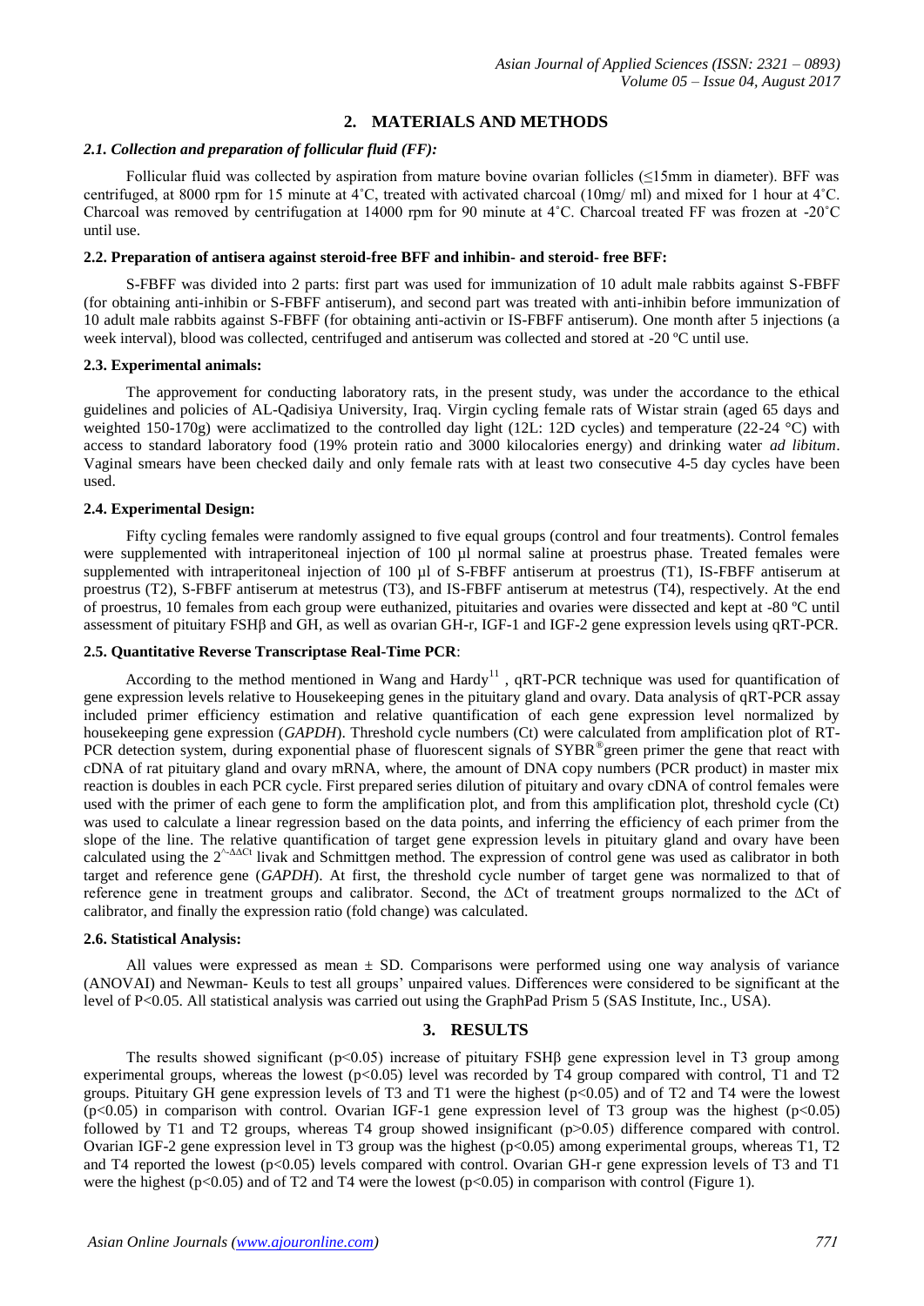## 2. MATERIALS AND METHODS

### *2.1. Collection and preparation of follicular fluid (FF):*

Follicular fluid was collected by aspiration from mature bovine ovarian follicles (≤15mm in diameter). BFF was centrifuged, at 8000 rpm for 15 minute at 4˚C, treated with activated charcoal (10mg/ ml) and mixed for 1 hour at 4˚C. Charcoal was removed by centrifugation at 14000 rpm for 90 minute at 4˚C. Charcoal treated FF was frozen at -20˚C until use.

### 2.2. Preparation of antisera against steroid-free BFF and inhibin- and steroid- free BFF:

S-FBFF was divided into 2 parts: first part was used for immunization of 10 adult male rabbits against S-FBFF (for obtaining anti-inhibin or S-FBFF antiserum), and second part was treated with anti-inhibin before immunization of 10 adult male rabbits against S-FBFF (for obtaining anti-activin or IS-FBFF antiserum). One month after 5 injections (a week interval), blood was collected, centrifuged and antiserum was collected and stored at -20 ºC until use.

### 2.3. Experimental animals:

The approvement for conducting laboratory rats, in the present study, was under the accordance to the ethical guidelines and policies of AL-Qadisiya University, Iraq. Virgin cycling female rats of Wistar strain (aged 65 days and weighted 150-170g) were acclimatized to the controlled day light (12L: 12D cycles) and temperature (22-24 °C) with access to standard laboratory food (19% protein ratio and 3000 kilocalories energy) and drinking water *ad libitum*. Vaginal smears have been checked daily and only female rats with at least two consecutive 4-5 day cycles have been used.

### 2.4. Experimental Design:

Fifty cycling females were randomly assigned to five equal groups (control and four treatments). Control females were supplemented with intraperitoneal injection of 100 µl normal saline at proestrus phase. Treated females were supplemented with intraperitoneal injection of 100 µl of S-FBFF antiserum at proestrus (T1), IS-FBFF antiserum at proestrus (T2), S-FBFF antiserum at metestrus (T3), and IS-FBFF antiserum at metestrus (T4), respectively. At the end of proestrus, 10 females from each group were euthanized, pituitaries and ovaries were dissected and kept at -80 ºC until assessment of pituitary FSHβ and GH, as well as ovarian GH-r, IGF-1 and IGF-2 gene expression levels using qRT-PCR.

### 2.5. Quantitative Reverse Transcriptase Real-Time PCR:

According to the method mentioned in Wang and Hardy[11] , qRT-PCR technique was used for quantification of gene expression levels relative to Housekeeping genes in the pituitary gland and ovary. Data analysis of qRT-PCR assay included primer efficiency estimation and relative quantification of each gene expression level normalized by housekeeping gene expression (*GAPDH*). Threshold cycle numbers (Ct) were calculated from amplification plot of RT-PCR detection system, during exponential phase of fluorescent signals of SYBR®green primer the gene that react with cDNA of rat pituitary gland and ovary mRNA, where, the amount of DNA copy numbers (PCR product) in master mix reaction is doubles in each PCR cycle. First prepared series dilution of pituitary and ovary cDNA of control females were used with the primer of each gene to form the amplification plot, and from this amplification plot, threshold cycle (Ct) was used to calculate a linear regression based on the data points, and inferring the efficiency of each primer from the slope of the line. The relative quantification of target gene expression levels in pituitary gland and ovary have been calculated using the $2^{-\Delta\Delta Ct}$ livak and Schmittgen method. The expression of control gene was used as calibrator in both target and reference gene (*GAPDH*). At first, the threshold cycle number of target gene was normalized to that of reference gene in treatment groups and calibrator. Second, the ΔCt of treatment groups normalized to the ΔCt of calibrator, and finally the expression ratio (fold change) was calculated.

### 2.6. Statistical Analysis:

All values were expressed as mean ± SD. Comparisons were performed using one way analysis of variance (ANOVAI) and Newman- Keuls to test all groups' unpaired values. Differences were considered to be significant at the level of $P<0.05$. All statistical analysis was carried out using the GraphPad Prism 5 (SAS Institute, Inc., USA).

## 3. RESULTS

The results showed significant ($p<0.05$) increase of pituitary FSHβ gene expression level in T3 group among experimental groups, whereas the lowest ($p<0.05$) level was recorded by T4 group compared with control, T1 and T2 groups. Pituitary GH gene expression levels of T3 and T1 were the highest ($p<0.05$) and of T2 and T4 were the lowest ($p<0.05$) in comparison with control. Ovarian IGF-1 gene expression level of T3 group was the highest ($p<0.05$) followed by T1 and T2 groups, whereas T4 group showed insignificant ($p>0.05$) difference compared with control. Ovarian IGF-2 gene expression level in T3 group was the highest ($p<0.05$) among experimental groups, whereas T1, T2 and T4 reported the lowest ($p<0.05$) levels compared with control. Ovarian GH-r gene expression levels of T3 and T1 were the highest ($p<0.05$) and of T2 and T4 were the lowest ($p<0.05$) in comparison with control (Figure 1).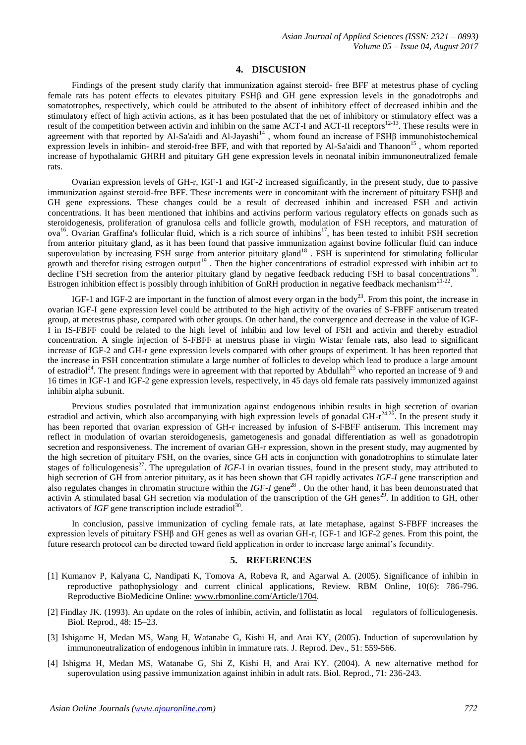## 4. DISCUSION

Findings of the present study clarify that immunization against steroid- free BFF at metestrus phase of cycling female rats has potent effects to elevates pituitary FSHβ and GH gene expression levels in the gonadotrophs and somatotrophes, respectively, which could be attributed to the absent of inhibitory effect of decreased inhibin and the stimulatory effect of high activin actions, as it has been postulated that the net of inhibitory or stimulatory effect was a result of the competition between activin and inhibin on the same ACT-I and ACT-II receptors[12-13]. These results were in agreement with that reported by Al-Sa'aidi and Al-Jayashi[14] , whom found an increase of FSHβ immunohistochemical expression levels in inhibin- and steroid-free BFF, and with that reported by Al-Sa'aidi and Thanoon[15] , whom reported increase of hypothalamic GHRH and pituitary GH gene expression levels in neonatal inibin immunoneutralized female rats.

Ovarian expression levels of GH-r, IGF-1 and IGF-2 increased significantly, in the present study, due to passive immunization against steroid-free BFF. These increments were in concomitant with the increment of pituitary FSHβ and GH gene expressions. These changes could be a result of decreased inhibin and increased FSH and activin concentrations. It has been mentioned that inhibins and activins perform various regulatory effects on gonads such as steroidogenesis, proliferation of granulosa cells and follicle growth, modulation of FSH receptors, and maturation of ova[16]. Ovarian Graffina's follicular fluid, which is a rich source of inhibins[17], has been tested to inhibit FSH secretion from anterior pituitary gland, as it has been found that passive immunization against bovine follicular fluid can induce superovulation by increasing FSH surge from anterior pituitary gland[18] . FSH is superintend for stimulating follicular growth and therefor rising estrogen output[19] . Then the higher concentrations of estradiol expressed with inhibin act to decline FSH secretion from the anterior pituitary gland by negative feedback reducing FSH to basal concentrations[20]. Estrogen inhibition effect is possibly through inhibition of GnRH production in negative feedback mechanism[21-22].

IGF-1 and IGF-2 are important in the function of almost every organ in the body[23]. From this point, the increase in ovarian IGF-I gene expression level could be attributed to the high activity of the ovaries of S-FBFF antiserum treated group, at metestrus phase, compared with other groups. On other hand, the convergence and decrease in the value of IGF-I in IS-FBFF could be related to the high level of inhibin and low level of FSH and activin and thereby estradiol concentration. A single injection of S-FBFF at metstrus phase in virgin Wistar female rats, also lead to significant increase of IGF-2 and GH-r gene expression levels compared with other groups of experiment. It has been reported that the increase in FSH concentration stimulate a large number of follicles to develop which lead to produce a large amount of estradiol[24]. The present findings were in agreement with that reported by Abdullah[25] who reported an increase of 9 and 16 times in IGF-1 and IGF-2 gene expression levels, respectively, in 45 days old female rats passively immunized against inhibin alpha subunit.

Previous studies postulated that immunization against endogenous inhibin results in high secretion of ovarian estradiol and activin, which also accompanying with high expression levels of gonadal GH-r[24,26]. In the present study it has been reported that ovarian expression of GH-r increased by infusion of S-FBFF antiserum. This increment may reflect in modulation of ovarian steroidogenesis, gametogenesis and gonadal differentiation as well as gonadotropin secretion and responsiveness. The increment of ovarian GH-r expression, shown in the present study, may augmented by the high secretion of pituitary FSH, on the ovaries, since GH acts in conjunction with gonadotrophins to stimulate later stages of folliculogenesis[27]. The upregulation of *IGF*-I in ovarian tissues, found in the present study, may attributed to high secretion of GH from anterior pituitary, as it has been shown that GH rapidly activates *IGF-I* gene transcription and also regulates changes in chromatin structure within the *IGF-I* gene[28] . On the other hand, it has been demonstrated that activin A stimulated basal GH secretion via modulation of the transcription of the GH genes[29]. In addition to GH, other activators of *IGF* gene transcription include estradiol[30].

In conclusion, passive immunization of cycling female rats, at late metaphase, against S-FBFF increases the expression levels of pituitary FSHβ and GH genes as well as ovarian GH-r, IGF-1 and IGF-2 genes. From this point, the future research protocol can be directed toward field application in order to increase large animal's fecundity.

## 5. REFERENCES

[1] Kumanov P, Kalyana C, Nandipati K, Tomova A, Robeva R, and Agarwal A. (2005). Significance of inhibin in reproductive pathophysiology and current clinical applications, Review. RBM Online, 10(6): 786-796. Reproductive BioMedicine Online: www.rbmonline.com/Article/1704.

[2] Findlay JK. (1993). An update on the roles of inhibin, activin, and follistatin as local regulators of folliculogenesis. Biol. Reprod., 48: 15–23.

[3] Ishigame H, Medan MS, Wang H, Watanabe G, Kishi H, and Arai KY, (2005). Induction of superovulation by immunoneutralization of endogenous inhibin in immature rats. J. Reprod. Dev., 51: 559-566.

[4] Ishigma H, Medan MS, Watanabe G, Shi Z, Kishi H, and Arai KY. (2004). A new alternative method for superovulation using passive immunization against inhibin in adult rats. Biol. Reprod., 71: 236-243.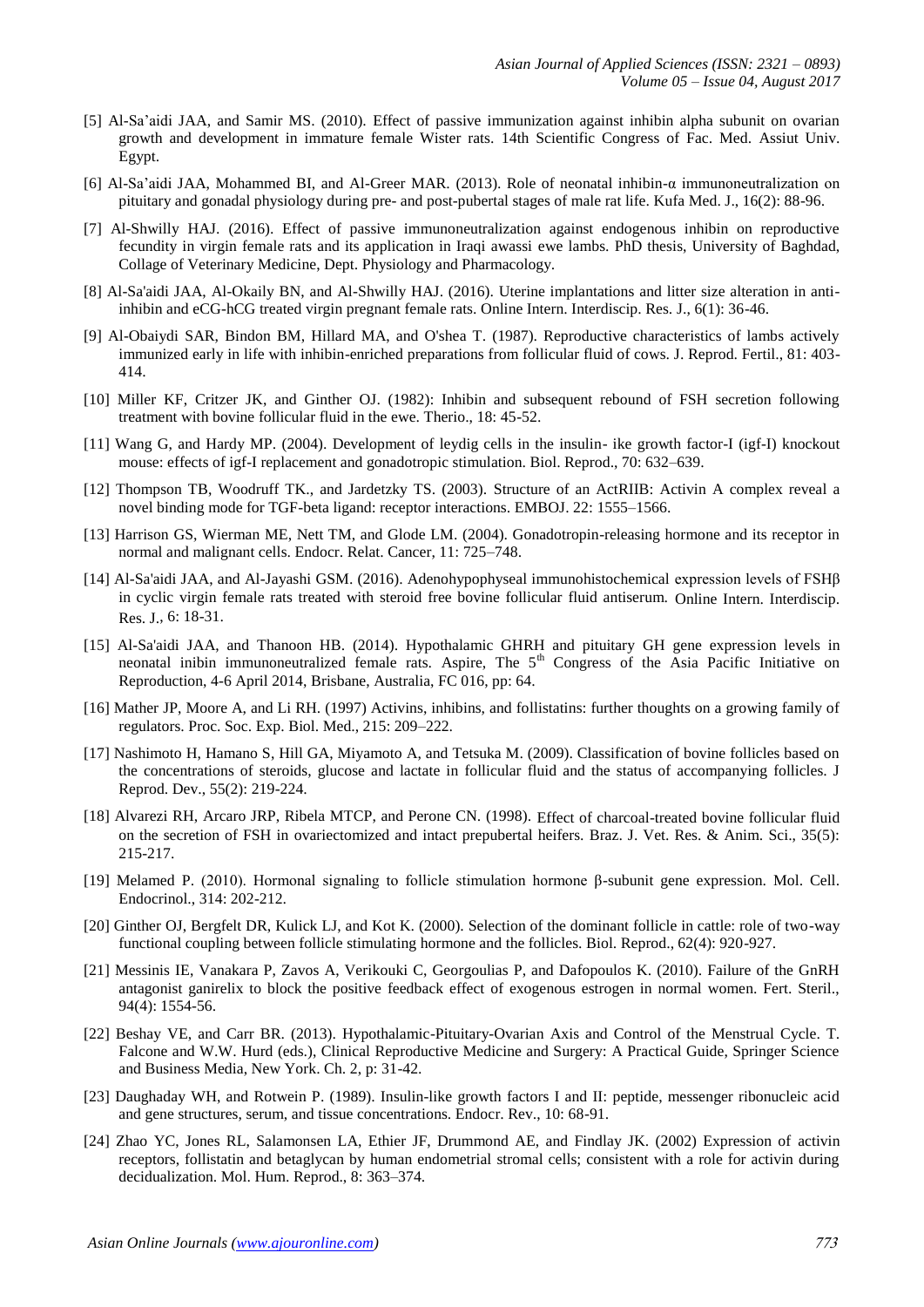[5] Al-Sa'aidi JAA, and Samir MS. (2010). Effect of passive immunization against inhibin alpha subunit on ovarian growth and development in immature female Wister rats. 14th Scientific Congress of Fac. Med. Assiut Univ. Egypt.

[6] Al-Sa'aidi JAA, Mohammed BI, and Al-Greer MAR. (2013). Role of neonatal inhibin-α immunoneutralization on pituitary and gonadal physiology during pre- and post-pubertal stages of male rat life. Kufa Med. J., 16(2): 88-96.

[7] Al-Shwilly HAJ. (2016). Effect of passive immunoneutralization against endogenous inhibin on reproductive fecundity in virgin female rats and its application in Iraqi awassi ewe lambs. PhD thesis, University of Baghdad, Collage of Veterinary Medicine, Dept. Physiology and Pharmacology.

[8] Al-Sa'aidi JAA, Al-Okaily BN, and Al-Shwilly HAJ. (2016). Uterine implantations and litter size alteration in anti-inhibin and eCG-hCG treated virgin pregnant female rats. Online Intern. Interdiscip. Res. J., 6(1): 36-46.

[9] Al-Obaiydi SAR, Bindon BM, Hillard MA, and O'shea T. (1987). Reproductive characteristics of lambs actively immunized early in life with inhibin-enriched preparations from follicular fluid of cows. J. Reprod. Fertil., 81: 403-414.

[10] Miller KF, Critzer JK, and Ginther OJ. (1982): Inhibin and subsequent rebound of FSH secretion following treatment with bovine follicular fluid in the ewe. Therio., 18: 45-52.

[11] Wang G, and Hardy MP. (2004). Development of leydig cells in the insulin- ike growth factor-I (igf-I) knockout mouse: effects of igf-I replacement and gonadotropic stimulation. Biol. Reprod., 70: 632–639.

[12] Thompson TB, Woodruff TK., and Jardetzky TS. (2003). Structure of an ActRIIB: Activin A complex reveal a novel binding mode for TGF-beta ligand: receptor interactions. EMBOJ. 22: 1555–1566.

[13] Harrison GS, Wierman ME, Nett TM, and Glode LM. (2004). Gonadotropin-releasing hormone and its receptor in normal and malignant cells. Endocr. Relat. Cancer, 11: 725–748.

[14] Al-Sa'aidi JAA, and Al-Jayashi GSM. (2016). Adenohypophyseal immunohistochemical expression levels of FSHβ in cyclic virgin female rats treated with steroid free bovine follicular fluid antiserum. Online Intern. Interdiscip. Res. J., 6: 18-31.

[15] Al-Sa'aidi JAA, and Thanoon HB. (2014). Hypothalamic GHRH and pituitary GH gene expression levels in neonatal inibin immunoneutralized female rats. Aspire, The 5th Congress of the Asia Pacific Initiative on Reproduction, 4-6 April 2014, Brisbane, Australia, FC 016, pp: 64.

[16] Mather JP, Moore A, and Li RH. (1997) Activins, inhibins, and follistatins: further thoughts on a growing family of regulators. Proc. Soc. Exp. Biol. Med., 215: 209–222.

[17] Nashimoto H, Hamano S, Hill GA, Miyamoto A, and Tetsuka M. (2009). Classification of bovine follicles based on the concentrations of steroids, glucose and lactate in follicular fluid and the status of accompanying follicles. J Reprod. Dev., 55(2): 219-224.

[18] Alvarezi RH, Arcaro JRP, Ribela MTCP, and Perone CN. (1998). Effect of charcoal-treated bovine follicular fluid on the secretion of FSH in ovariectomized and intact prepubertal heifers. Braz. J. Vet. Res. & Anim. Sci., 35(5): 215-217.

[19] Melamed P. (2010). Hormonal signaling to follicle stimulation hormone β-subunit gene expression. Mol. Cell. Endocrinol., 314: 202-212.

[20] Ginther OJ, Bergfelt DR, Kulick LJ, and Kot K. (2000). Selection of the dominant follicle in cattle: role of two-way functional coupling between follicle stimulating hormone and the follicles. Biol. Reprod., 62(4): 920-927.

[21] Messinis IE, Vanakara P, Zavos A, Verikouki C, Georgoulias P, and Dafopoulos K. (2010). Failure of the GnRH antagonist ganirelix to block the positive feedback effect of exogenous estrogen in normal women. Fert. Steril., 94(4): 1554-56.

[22] Beshay VE, and Carr BR. (2013). Hypothalamic-Pituitary-Ovarian Axis and Control of the Menstrual Cycle. T. Falcone and W.W. Hurd (eds.), Clinical Reproductive Medicine and Surgery: A Practical Guide, Springer Science and Business Media, New York. Ch. 2, p: 31-42.

[23] Daughaday WH, and Rotwein P. (1989). Insulin-like growth factors I and II: peptide, messenger ribonucleic acid and gene structures, serum, and tissue concentrations. Endocr. Rev., 10: 68-91.

[24] Zhao YC, Jones RL, Salamonsen LA, Ethier JF, Drummond AE, and Findlay JK. (2002) Expression of activin receptors, follistatin and betaglycan by human endometrial stromal cells; consistent with a role for activin during decidualization. Mol. Hum. Reprod., 8: 363–374.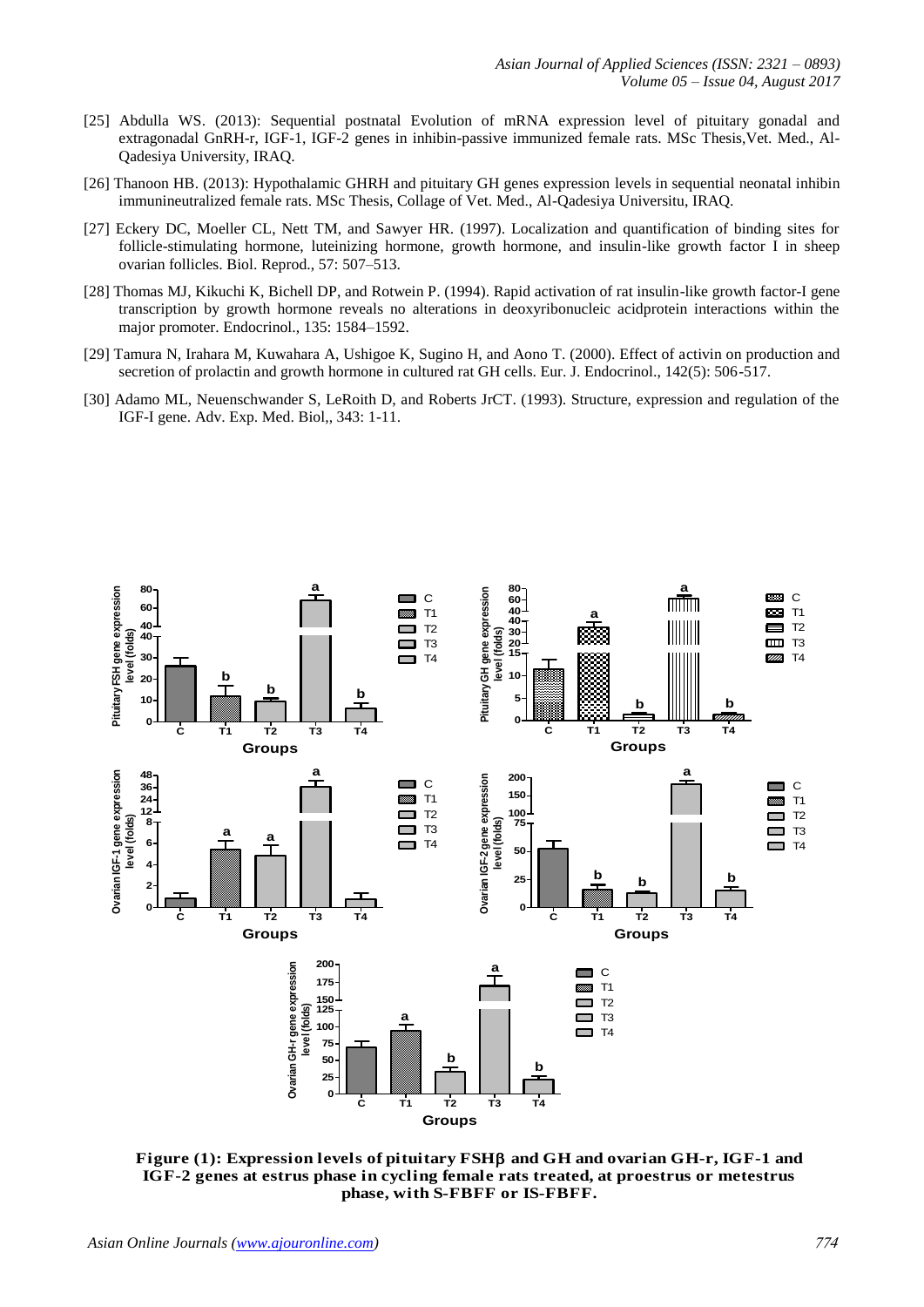[25] Abdulla WS. (2013): Sequential postnatal Evolution of mRNA expression level of pituitary gonadal and extragonadal GnRH-r, IGF-1, IGF-2 genes in inhibin-passive immunized female rats. MSc Thesis,Vet. Med., Al-Qadesiya University, IRAQ.

[26] Thanoon HB. (2013): Hypothalamic GHRH and pituitary GH genes expression levels in sequential neonatal inhibin immunineutralized female rats. MSc Thesis, Collage of Vet. Med., Al-Qadesiya Universitu, IRAQ.

[27] Eckery DC, Moeller CL, Nett TM, and Sawyer HR. (1997). Localization and quantification of binding sites for follicle-stimulating hormone, luteinizing hormone, growth hormone, and insulin-like growth factor I in sheep ovarian follicles. Biol. Reprod., 57: 507–513.

[28] Thomas MJ, Kikuchi K, Bichell DP, and Rotwein P. (1994). Rapid activation of rat insulin-like growth factor-I gene transcription by growth hormone reveals no alterations in deoxyribonucleic acidprotein interactions within the major promoter. Endocrinol., 135: 1584–1592.

[29] Tamura N, Irahara M, Kuwahara A, Ushigoe K, Sugino H, and Aono T. (2000). Effect of activin on production and secretion of prolactin and growth hormone in cultured rat GH cells. Eur. J. Endocrinol., 142(5): 506-517.

[30] Adamo ML, Neuenschwander S, LeRoith D, and Roberts JrCT. (1993). Structure, expression and regulation of the IGF-I gene. Adv. Exp. Med. Biol,, 343: 1-11.

**Figure (1): Expression levels of pituitary FSHβ and GH and ovarian GH-r, IGF-1 and IGF-2 genes at estrus phase in cycling female rats treated, at proestrus or metestrus phase, with S-FBFF or IS-FBFF.**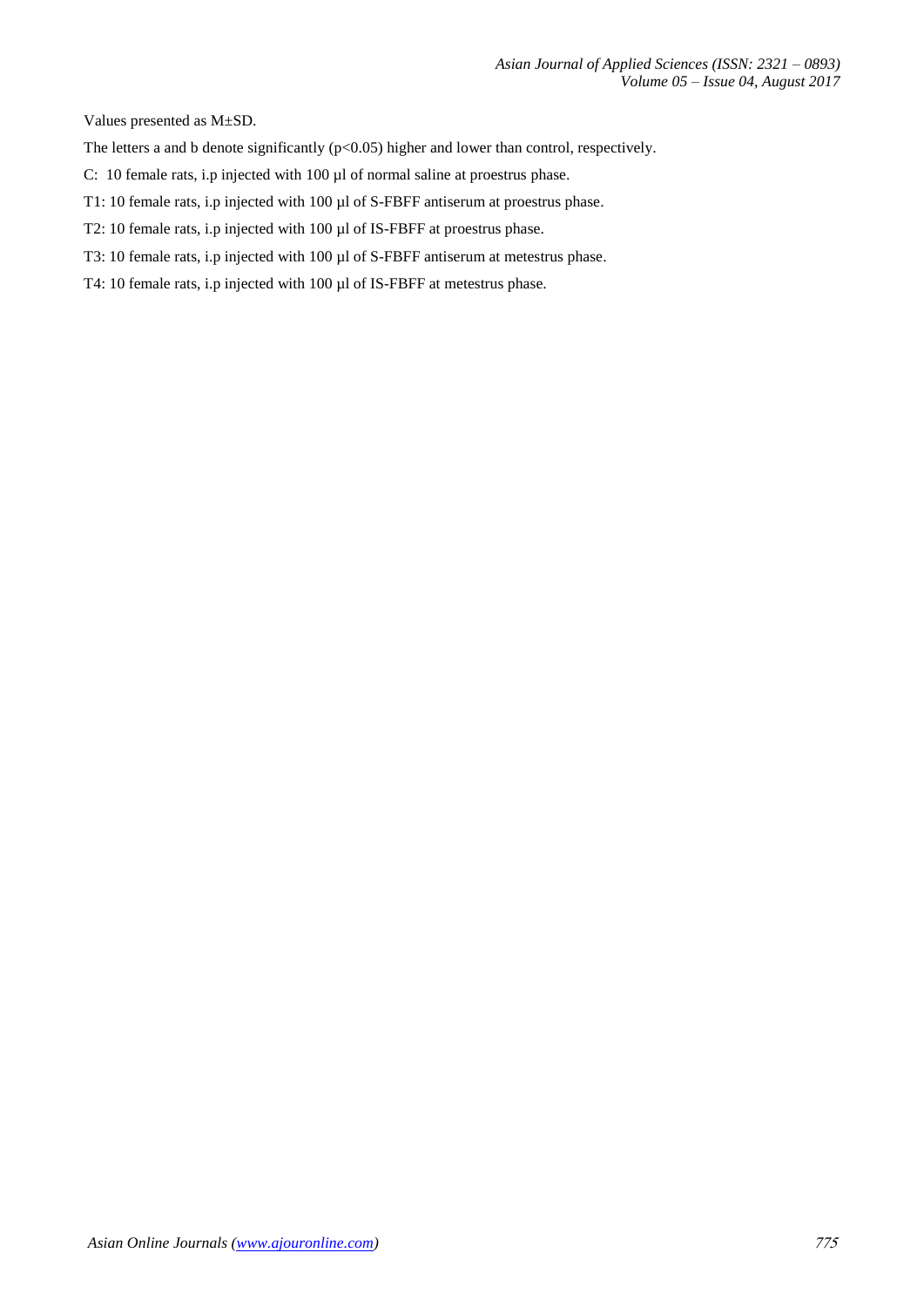Values presented as M±SD.

The letters a and b denote significantly ($p<0.05$) higher and lower than control, respectively.

C: 10 female rats, i.p injected with 100 µl of normal saline at proestrus phase.

T1: 10 female rats, i.p injected with 100 µl of S-FBFF antiserum at proestrus phase.

T2: 10 female rats, i.p injected with 100 µl of IS-FBFF at proestrus phase.

T3: 10 female rats, i.p injected with 100 µl of S-FBFF antiserum at metestrus phase.

T4: 10 female rats, i.p injected with 100 µl of IS-FBFF at metestrus phase.